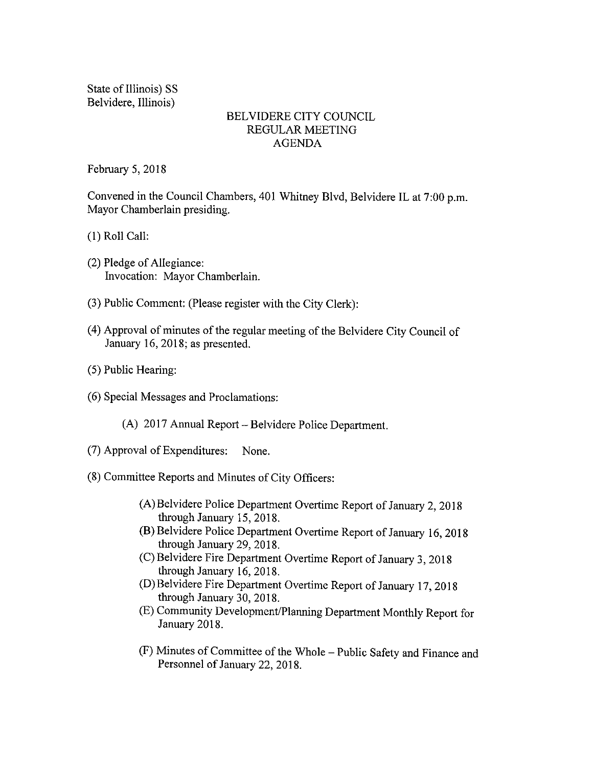State of Illinois) SS
Belvidere, Illinois)

# BELVIDERE CITY COUNCIL
## REGULAR MEETING
## AGENDA

February 5, 2018

Convened in the Council Chambers, 401 Whitney Blvd, Belvidere IL at 7:00 p.m. Mayor Chamberlain presiding.

(1) Roll Call:

(2) Pledge of Allegiance:
Invocation: Mayor Chamberlain.

(3) Public Comment: (Please register with the City Clerk):

(4) Approval of minutes of the regular meeting of the Belvidere City Council of January 16, 2018; as presented.

(5) Public Hearing:

(6) Special Messages and Proclamations:

(A) 2017 Annual Report – Belvidere Police Department.

(7) Approval of Expenditures: None.

(8) Committee Reports and Minutes of City Officers:

(A) Belvidere Police Department Overtime Report of January 2, 2018 through January 15, 2018.
(B) Belvidere Police Department Overtime Report of January 16, 2018 through January 29, 2018.
(C) Belvidere Fire Department Overtime Report of January 3, 2018 through January 16, 2018.
(D) Belvidere Fire Department Overtime Report of January 17, 2018 through January 30, 2018.
(E) Community Development/Planning Department Monthly Report for January 2018.

(F) Minutes of Committee of the Whole – Public Safety and Finance and Personnel of January 22, 2018.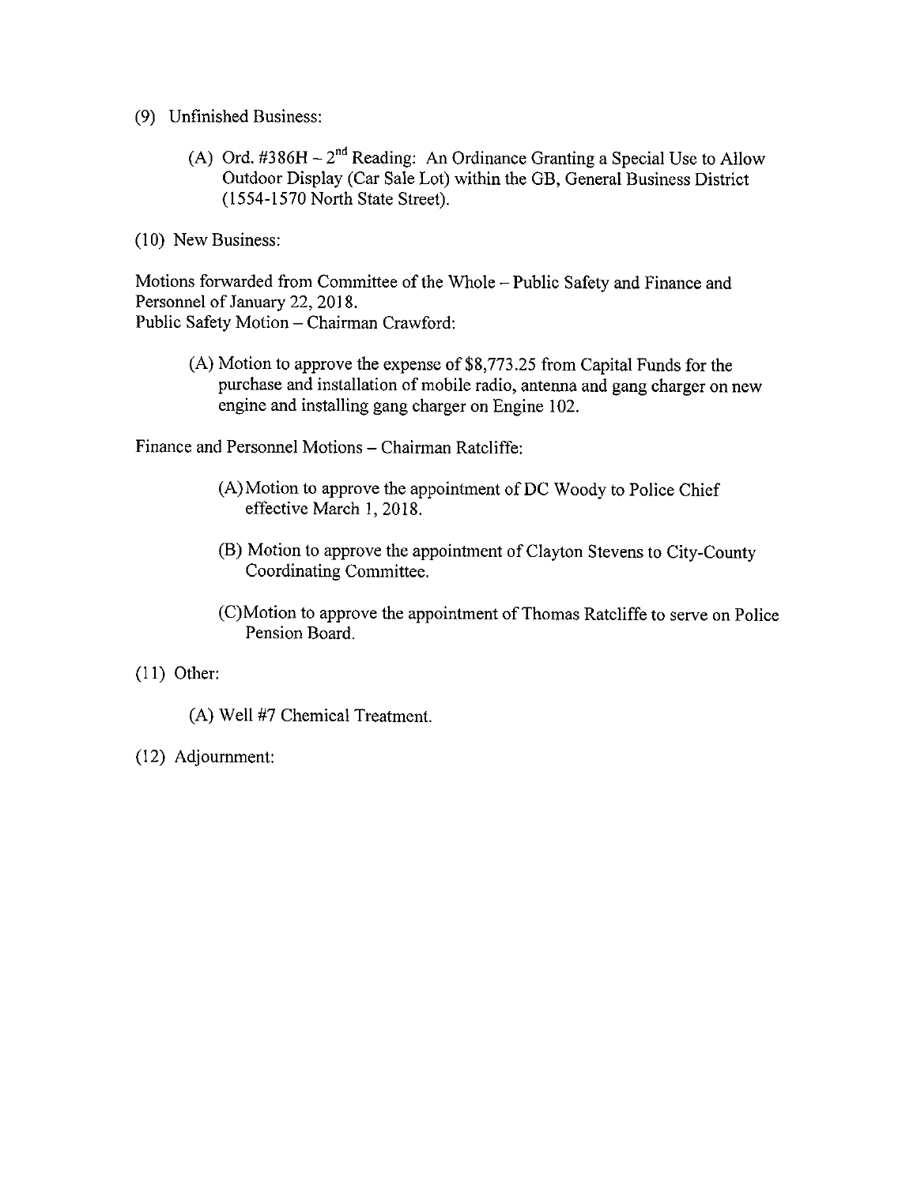(9) Unfinished Business:

(A) Ord. #386H – 2nd Reading: An Ordinance Granting a Special Use to Allow Outdoor Display (Car Sale Lot) within the GB, General Business District (1554-1570 North State Street).

(10) New Business:

Motions forwarded from Committee of the Whole – Public Safety and Finance and Personnel of January 22, 2018.
Public Safety Motion – Chairman Crawford:

(A) Motion to approve the expense of $8,773.25 from Capital Funds for the purchase and installation of mobile radio, antenna and gang charger on new engine and installing gang charger on Engine 102.

Finance and Personnel Motions – Chairman Ratcliffe:

(A) Motion to approve the appointment of DC Woody to Police Chief effective March 1, 2018.

(B) Motion to approve the appointment of Clayton Stevens to City-County Coordinating Committee.

(C) Motion to approve the appointment of Thomas Ratcliffe to serve on Police Pension Board.

(11) Other:

(A) Well #7 Chemical Treatment.

(12) Adjournment: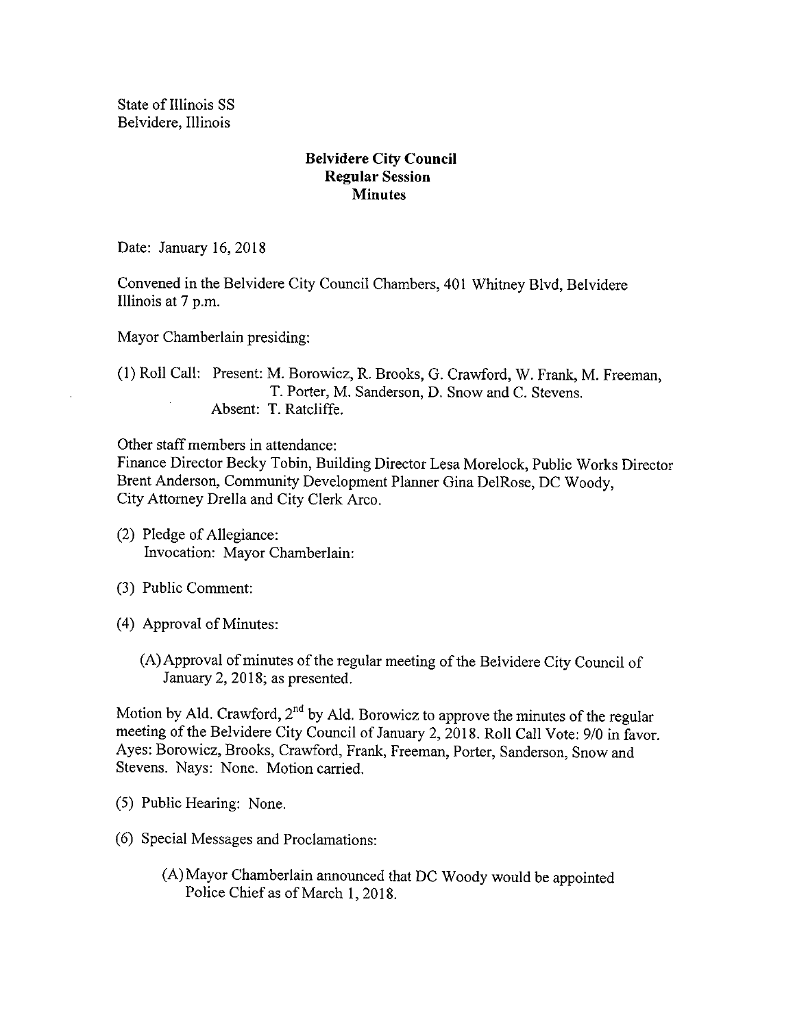State of Illinois SS
Belvidere, Illinois

**Belvidere City Council**
**Regular Session**
**Minutes**

Date: January 16, 2018

Convened in the Belvidere City Council Chambers, 401 Whitney Blvd, Belvidere Illinois at 7 p.m.

Mayor Chamberlain presiding:

(1) Roll Call: Present: M. Borowicz, R. Brooks, G. Crawford, W. Frank, M. Freeman, T. Porter, M. Sanderson, D. Snow and C. Stevens.
Absent: T. Ratcliffe.

Other staff members in attendance:
Finance Director Becky Tobin, Building Director Lesa Morelock, Public Works Director Brent Anderson, Community Development Planner Gina DelRose, DC Woody, City Attorney Drella and City Clerk Arco.

(2) Pledge of Allegiance:
Invocation: Mayor Chamberlain:

(3) Public Comment:

(4) Approval of Minutes:

(A) Approval of minutes of the regular meeting of the Belvidere City Council of January 2, 2018; as presented.

Motion by Ald. Crawford, 2nd by Ald. Borowicz to approve the minutes of the regular meeting of the Belvidere City Council of January 2, 2018. Roll Call Vote: 9/0 in favor. Ayes: Borowicz, Brooks, Crawford, Frank, Freeman, Porter, Sanderson, Snow and Stevens. Nays: None. Motion carried.

(5) Public Hearing: None.

(6) Special Messages and Proclamations:

(A) Mayor Chamberlain announced that DC Woody would be appointed Police Chief as of March 1, 2018.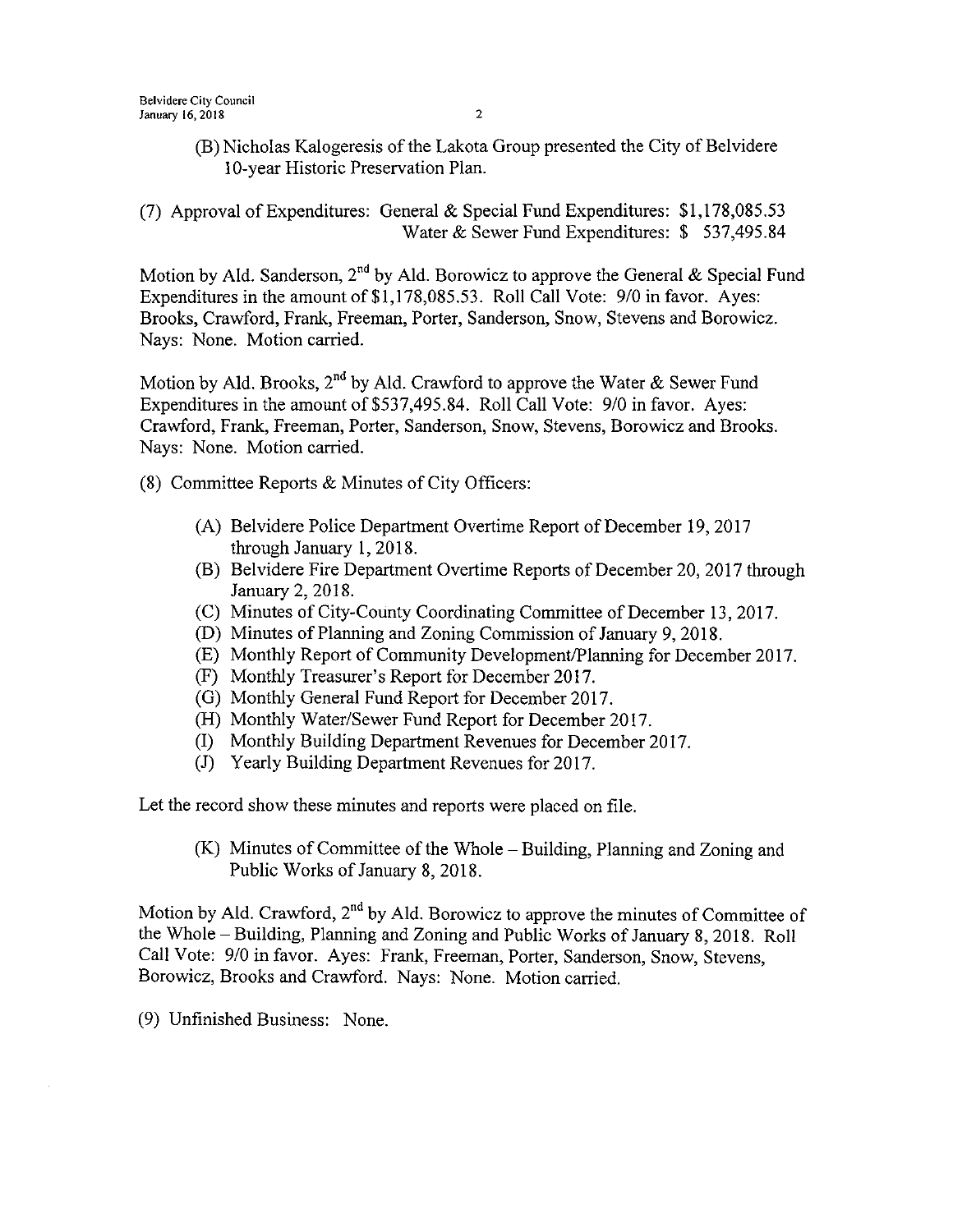(B) Nicholas Kalogeresis of the Lakota Group presented the City of Belvidere 10-year Historic Preservation Plan.

(7) Approval of Expenditures: General & Special Fund Expenditures: $1,178,085.53
Water & Sewer Fund Expenditures: $ 537,495.84

Motion by Ald. Sanderson, 2nd by Ald. Borowicz to approve the General & Special Fund Expenditures in the amount of $1,178,085.53. Roll Call Vote: 9/0 in favor. Ayes: Brooks, Crawford, Frank, Freeman, Porter, Sanderson, Snow, Stevens and Borowicz. Nays: None. Motion carried.

Motion by Ald. Brooks, 2nd by Ald. Crawford to approve the Water & Sewer Fund Expenditures in the amount of $537,495.84. Roll Call Vote: 9/0 in favor. Ayes: Crawford, Frank, Freeman, Porter, Sanderson, Snow, Stevens, Borowicz and Brooks. Nays: None. Motion carried.

(8) Committee Reports & Minutes of City Officers:

(A) Belvidere Police Department Overtime Report of December 19, 2017 through January 1, 2018.
(B) Belvidere Fire Department Overtime Reports of December 20, 2017 through January 2, 2018.
(C) Minutes of City-County Coordinating Committee of December 13, 2017.
(D) Minutes of Planning and Zoning Commission of January 9, 2018.
(E) Monthly Report of Community Development/Planning for December 2017.
(F) Monthly Treasurer's Report for December 2017.
(G) Monthly General Fund Report for December 2017.
(H) Monthly Water/Sewer Fund Report for December 2017.
(I) Monthly Building Department Revenues for December 2017.
(J) Yearly Building Department Revenues for 2017.

Let the record show these minutes and reports were placed on file.

(K) Minutes of Committee of the Whole – Building, Planning and Zoning and Public Works of January 8, 2018.

Motion by Ald. Crawford, 2nd by Ald. Borowicz to approve the minutes of Committee of the Whole – Building, Planning and Zoning and Public Works of January 8, 2018. Roll Call Vote: 9/0 in favor. Ayes: Frank, Freeman, Porter, Sanderson, Snow, Stevens, Borowicz, Brooks and Crawford. Nays: None. Motion carried.

(9) Unfinished Business: None.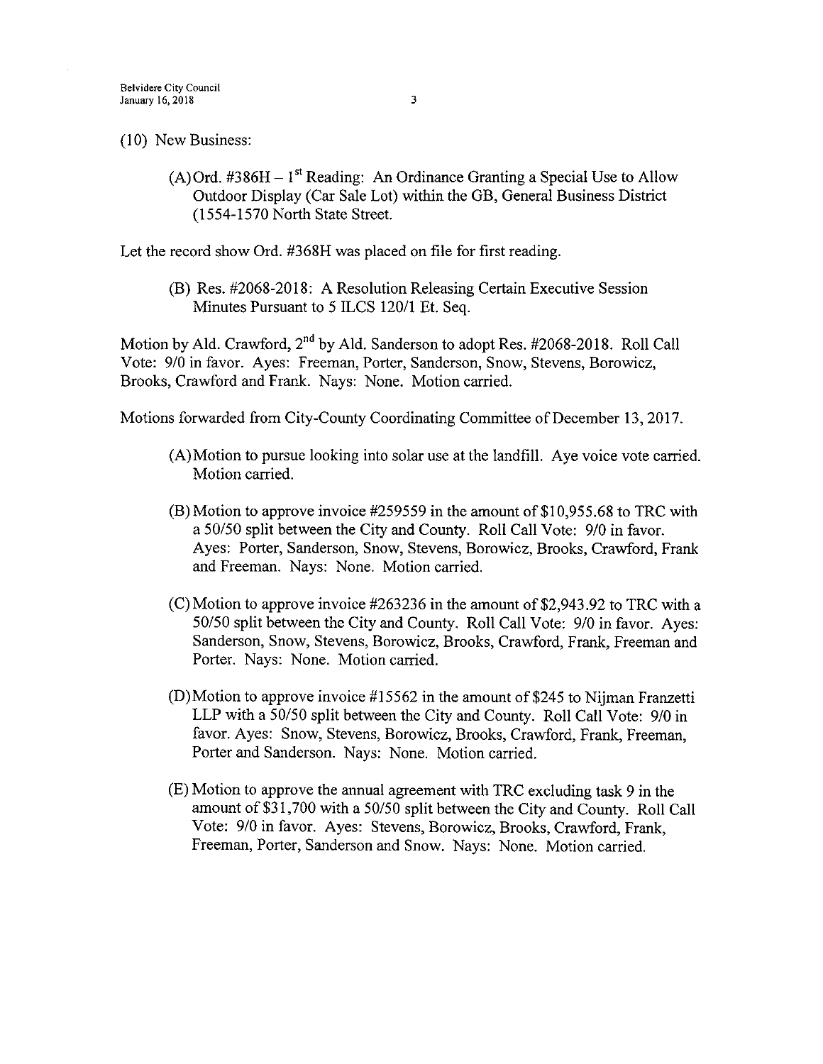(10) New Business:

(A) Ord. #386H – 1st Reading: An Ordinance Granting a Special Use to Allow Outdoor Display (Car Sale Lot) within the GB, General Business District (1554-1570 North State Street.

Let the record show Ord. #368H was placed on file for first reading.

(B) Res. #2068-2018: A Resolution Releasing Certain Executive Session Minutes Pursuant to 5 ILCS 120/1 Et. Seq.

Motion by Ald. Crawford, 2nd by Ald. Sanderson to adopt Res. #2068-2018. Roll Call Vote: 9/0 in favor. Ayes: Freeman, Porter, Sanderson, Snow, Stevens, Borowicz, Brooks, Crawford and Frank. Nays: None. Motion carried.

Motions forwarded from City-County Coordinating Committee of December 13, 2017.

(A) Motion to pursue looking into solar use at the landfill. Aye voice vote carried. Motion carried.

(B) Motion to approve invoice #259559 in the amount of $10,955.68 to TRC with a 50/50 split between the City and County. Roll Call Vote: 9/0 in favor. Ayes: Porter, Sanderson, Snow, Stevens, Borowicz, Brooks, Crawford, Frank and Freeman. Nays: None. Motion carried.

(C) Motion to approve invoice #263236 in the amount of $2,943.92 to TRC with a 50/50 split between the City and County. Roll Call Vote: 9/0 in favor. Ayes: Sanderson, Snow, Stevens, Borowicz, Brooks, Crawford, Frank, Freeman and Porter. Nays: None. Motion carried.

(D) Motion to approve invoice #15562 in the amount of $245 to Nijman Franzetti LLP with a 50/50 split between the City and County. Roll Call Vote: 9/0 in favor. Ayes: Snow, Stevens, Borowicz, Brooks, Crawford, Frank, Freeman, Porter and Sanderson. Nays: None. Motion carried.

(E) Motion to approve the annual agreement with TRC excluding task 9 in the amount of $31,700 with a 50/50 split between the City and County. Roll Call Vote: 9/0 in favor. Ayes: Stevens, Borowicz, Brooks, Crawford, Frank, Freeman, Porter, Sanderson and Snow. Nays: None. Motion carried.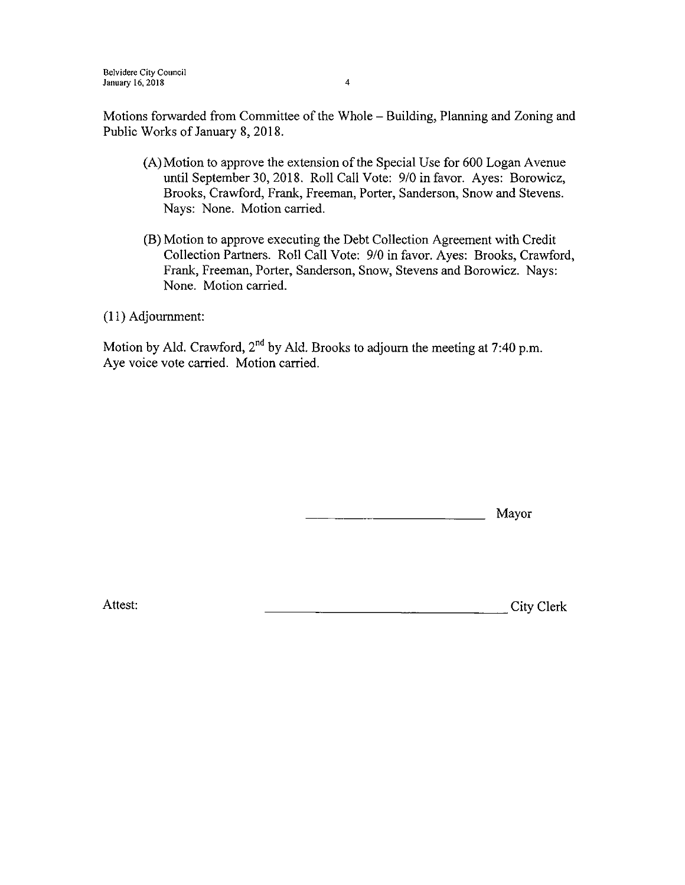Motions forwarded from Committee of the Whole – Building, Planning and Zoning and Public Works of January 8, 2018.

(A) Motion to approve the extension of the Special Use for 600 Logan Avenue until September 30, 2018. Roll Call Vote: 9/0 in favor. Ayes: Borowicz, Brooks, Crawford, Frank, Freeman, Porter, Sanderson, Snow and Stevens. Nays: None. Motion carried.

(B) Motion to approve executing the Debt Collection Agreement with Credit Collection Partners. Roll Call Vote: 9/0 in favor. Ayes: Brooks, Crawford, Frank, Freeman, Porter, Sanderson, Snow, Stevens and Borowicz. Nays: None. Motion carried.

(11) Adjournment:

Motion by Ald. Crawford, 2nd by Ald. Brooks to adjourn the meeting at 7:40 p.m. Aye voice vote carried. Motion carried.

\_\_\_\_\_\_\_\_\_\_\_\_\_\_\_\_\_\_\_\_\_\_\_\_\_\_ Mayor

Attest: \_\_\_\_\_\_\_\_\_\_\_\_\_\_\_\_\_\_\_\_\_\_\_\_\_\_\_\_\_\_\_\_\_\_ City Clerk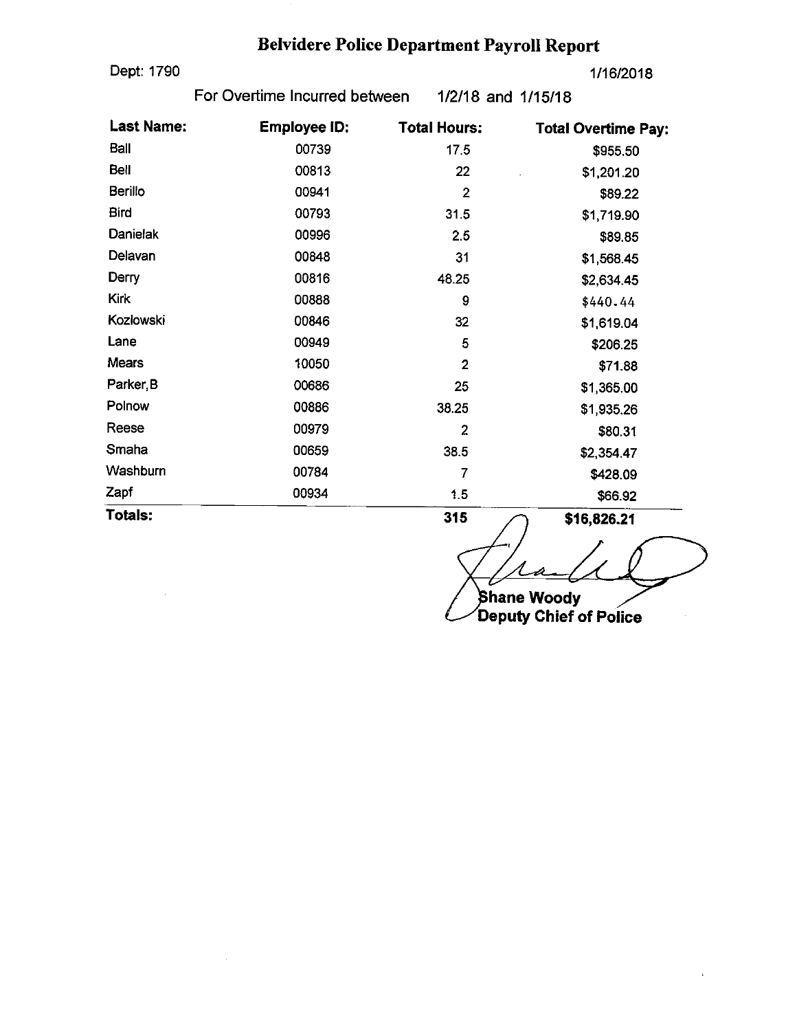# Belvidere Police Department Payroll Report

Dept: 1790

1/16/2018

For Overtime Incurred between 1/2/18 and 1/15/18

| Last Name: | Employee ID: | Total Hours: | Total Overtime Pay: |
|---|---|---|---|
| Ball | 00739 | 17.5 | $955.50 |
| Bell | 00813 | 22 | $1,201.20 |
| Berillo | 00941 | 2 | $89.22 |
| Bird | 00793 | 31.5 | $1,719.90 |
| Danielak | 00996 | 2.5 | $89.85 |
| Delavan | 00848 | 31 | $1,568.45 |
| Derry | 00816 | 48.25 | $2,634.45 |
| Kirk | 00888 | 9 | $440.44 |
| Kozlowski | 00846 | 32 | $1,619.04 |
| Lane | 00949 | 5 | $206.25 |
| Mears | 10050 | 2 | $71.88 |
| Parker, B | 00686 | 25 | $1,365.00 |
| Polnow | 00886 | 38.25 | $1,935.26 |
| Reese | 00979 | 2 | $80.31 |
| Smaha | 00659 | 38.5 | $2,354.47 |
| Washburn | 00784 | 7 | $428.09 |
| Zapf | 00934 | 1.5 | $66.92 |
| **Totals:** | | **315** | **$16,826.21** |

Shane Woody
Deputy Chief of Police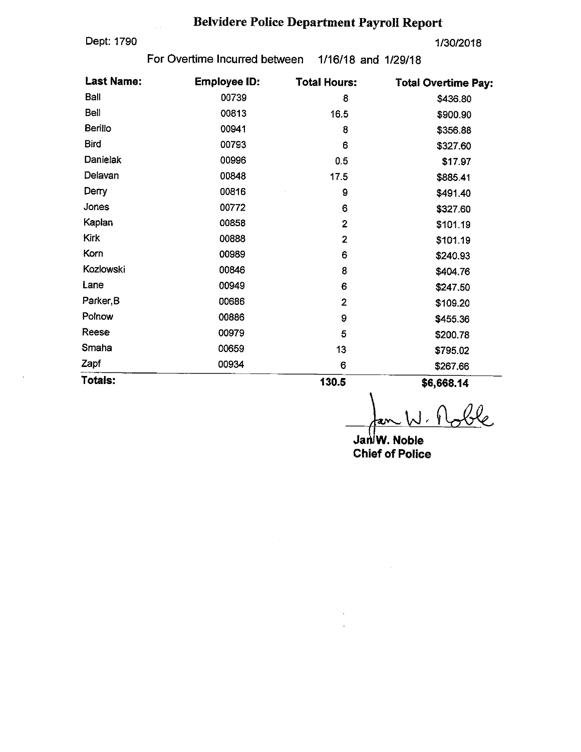# Belvidere Police Department Payroll Report

Dept: 1790

1/30/2018

For Overtime Incurred between 1/16/18 and 1/29/18

| Last Name: | Employee ID: | Total Hours: | Total Overtime Pay: |
|---|---|---|---|
| Ball | 00739 | 8 | $436.80 |
| Bell | 00813 | 16.5 | $900.90 |
| Berillo | 00941 | 8 | $356.88 |
| Bird | 00793 | 6 | $327.60 |
| Danielak | 00996 | 0.5 | $17.97 |
| Delavan | 00848 | 17.5 | $885.41 |
| Derry | 00816 | 9 | $491.40 |
| Jones | 00772 | 6 | $327.60 |
| Kaplan | 00858 | 2 | $101.19 |
| Kirk | 00888 | 2 | $101.19 |
| Korn | 00989 | 6 | $240.93 |
| Kozlowski | 00846 | 8 | $404.76 |
| Lane | 00949 | 6 | $247.50 |
| Parker,B | 00686 | 2 | $109.20 |
| Polnow | 00886 | 9 | $455.36 |
| Reese | 00979 | 5 | $200.78 |
| Smaha | 00659 | 13 | $795.02 |
| Zapf | 00934 | 6 | $267.66 |
| **Totals:** | | **130.5** | **$6,668.14** |

Jan W. Noble

**Jan W. Noble**
**Chief of Police**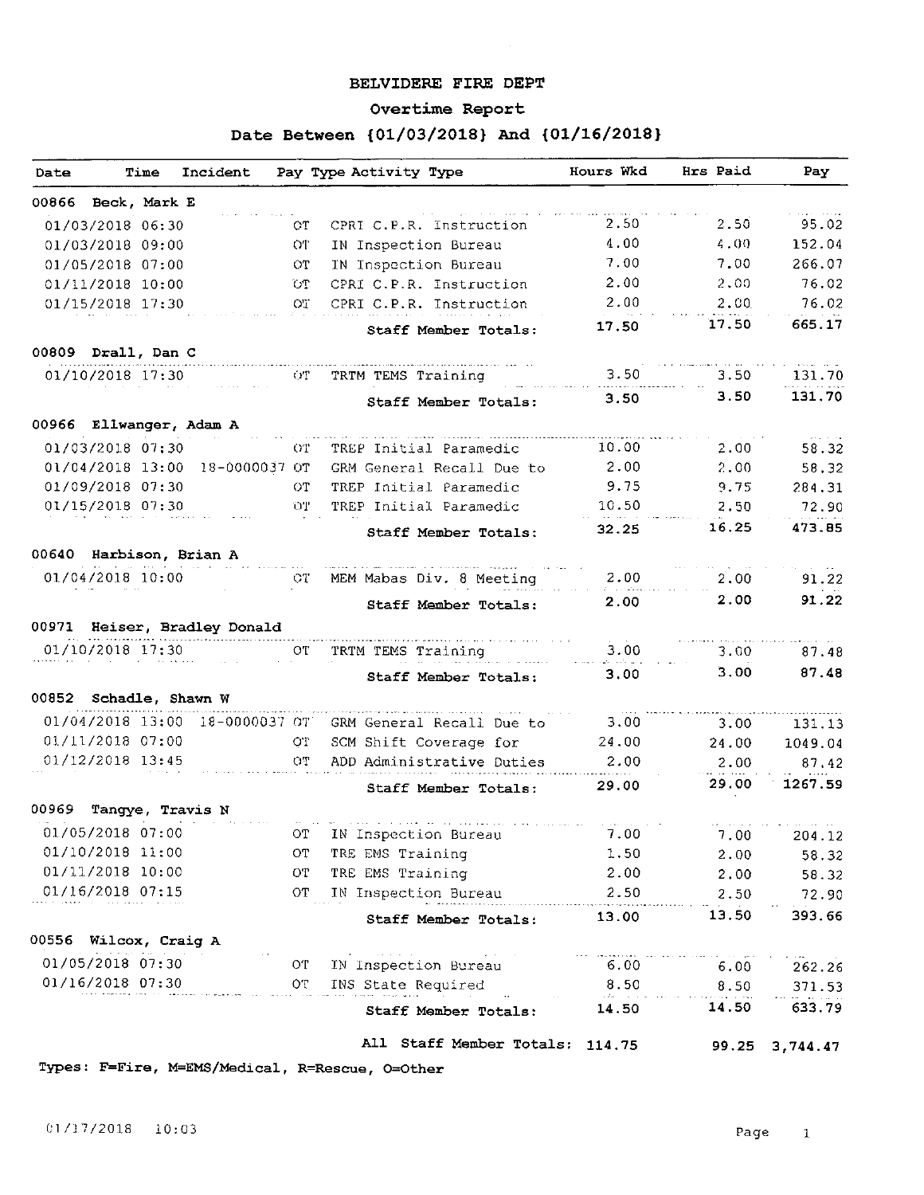# BELVIDERE FIRE DEPT

## Overtime Report

### Date Between {01/03/2018} And {01/16/2018}

| Date | Time | Incident | Pay Type | Activity Type | Hours Wkd | Hrs Paid | Pay |
|---|---|---|---|---|---|---|---|
| **00866 Beck, Mark E** | | | | | | | |
| 01/03/2018 | 06:30 | | OT | CPRI C.P.R. Instruction | 2.50 | 2.50 | 95.02 |
| 01/03/2018 | 09:00 | | OT | IN Inspection Bureau | 4.00 | 4.00 | 152.04 |
| 01/05/2018 | 07:00 | | OT | IN Inspection Bureau | 7.00 | 7.00 | 266.07 |
| 01/11/2018 | 10:00 | | OT | CPRI C.P.R. Instruction | 2.00 | 2.00 | 76.02 |
| 01/15/2018 | 17:30 | | OT | CPRI C.P.R. Instruction | 2.00 | 2.00 | 76.02 |
| | | | | **Staff Member Totals:** | **17.50** | **17.50** | **665.17** |
| **00809 Drall, Dan C** | | | | | | | |
| 01/10/2018 | 17:30 | | OT | TRTM TEMS Training | 3.50 | 3.50 | 131.70 |
| | | | | **Staff Member Totals:** | **3.50** | **3.50** | **131.70** |
| **00966 Ellwanger, Adam A** | | | | | | | |
| 01/03/2018 | 07:30 | | OT | TREP Initial Paramedic | 10.00 | 2.00 | 58.32 |
| 01/04/2018 | 13:00 | 18-0000037 | OT | GRM General Recall Due to | 2.00 | 2.00 | 58.32 |
| 01/09/2018 | 07:30 | | OT | TREP Initial Paramedic | 9.75 | 9.75 | 284.31 |
| 01/15/2018 | 07:30 | | OT | TREP Initial Paramedic | 10.50 | 2.50 | 72.90 |
| | | | | **Staff Member Totals:** | **32.25** | **16.25** | **473.85** |
| **00640 Harbison, Brian A** | | | | | | | |
| 01/04/2018 | 10:00 | | OT | MEM Mabas Div. 8 Meeting | 2.00 | 2.00 | 91.22 |
| | | | | **Staff Member Totals:** | **2.00** | **2.00** | **91.22** |
| **00971 Heiser, Bradley Donald** | | | | | | | |
| 01/10/2018 | 17:30 | | OT | TRTM TEMS Training | 3.00 | 3.00 | 87.48 |
| | | | | **Staff Member Totals:** | **3.00** | **3.00** | **87.48** |
| **00852 Schadle, Shawn W** | | | | | | | |
| 01/04/2018 | 13:00 | 18-0000037 | OT | GRM General Recall Due to | 3.00 | 3.00 | 131.13 |
| 01/11/2018 | 07:00 | | OT | SCM Shift Coverage for | 24.00 | 24.00 | 1049.04 |
| 01/12/2018 | 13:45 | | OT | ADD Administrative Duties | 2.00 | 2.00 | 87.42 |
| | | | | **Staff Member Totals:** | **29.00** | **29.00** | **1267.59** |
| **00969 Tangye, Travis N** | | | | | | | |
| 01/05/2018 | 07:00 | | OT | IN Inspection Bureau | 7.00 | 7.00 | 204.12 |
| 01/10/2018 | 11:00 | | OT | TRE EMS Training | 1.50 | 2.00 | 58.32 |
| 01/11/2018 | 10:00 | | OT | TRE EMS Training | 2.00 | 2.00 | 58.32 |
| 01/16/2018 | 07:15 | | OT | IN Inspection Bureau | 2.50 | 2.50 | 72.90 |
| | | | | **Staff Member Totals:** | **13.00** | **13.50** | **393.66** |
| **00556 Wilcox, Craig A** | | | | | | | |
| 01/05/2018 | 07:30 | | OT | IN Inspection Bureau | 6.00 | 6.00 | 262.26 |
| 01/16/2018 | 07:30 | | OT | INS State Required | 8.50 | 8.50 | 371.53 |
| | | | | **Staff Member Totals:** | **14.50** | **14.50** | **633.79** |
| | | | | **All Staff Member Totals:** | **114.75** | **99.25** | **3,744.47** |

**Types: F=Fire, M=EMS/Medical, R=Rescue, O=Other**

01/17/2018 10:03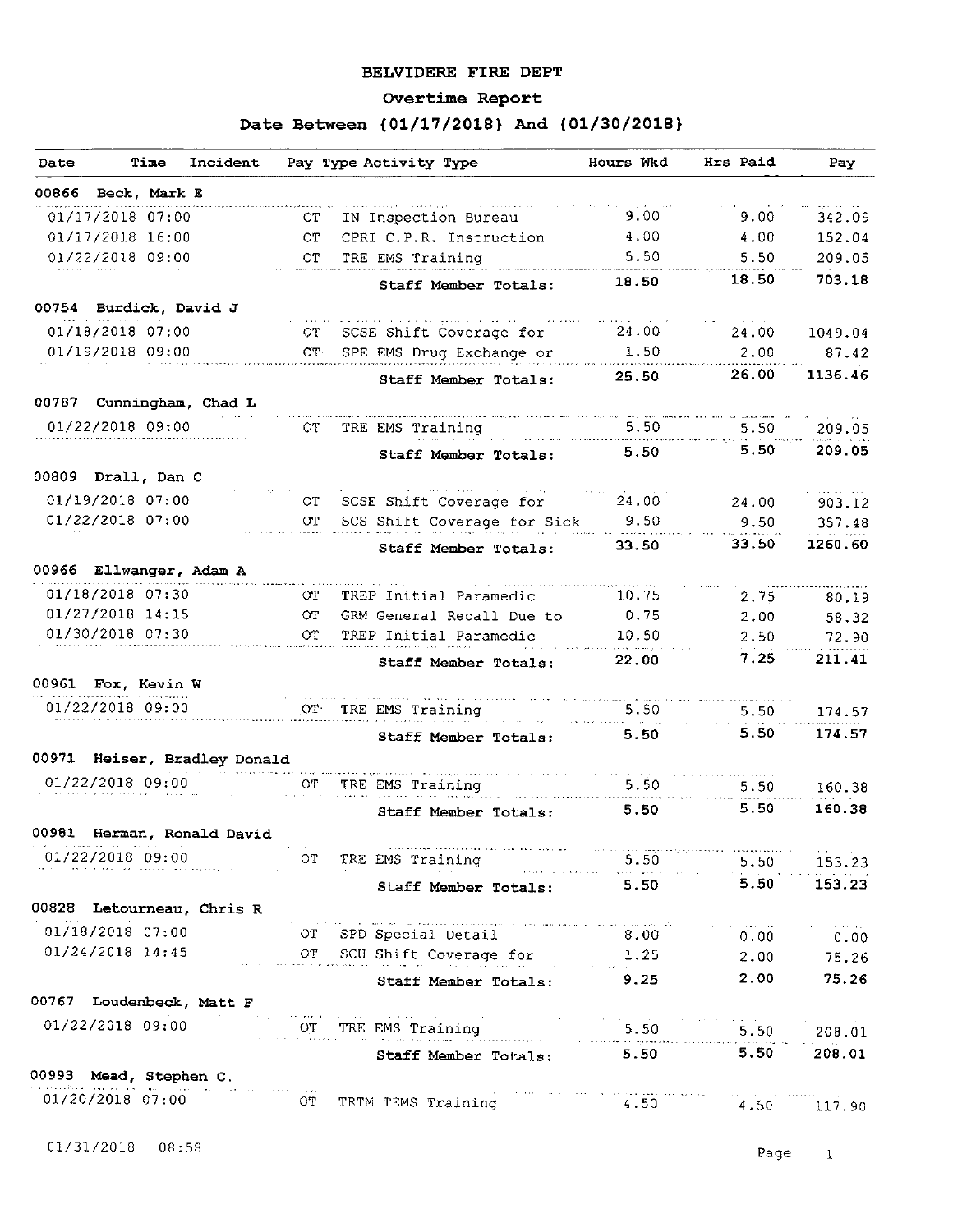# BELVIDERE FIRE DEPT

## Overtime Report

### Date Between {01/17/2018} And {01/30/2018}

| Date | Time | Incident | Pay Type | Activity Type | Hours Wkd | Hrs Paid | Pay |
|---|---|---|---|---|---|---|---|
| **00866 Beck, Mark E** | | | | | | | |
| 01/17/2018 | 07:00 | | OT | IN Inspection Bureau | 9.00 | 9.00 | 342.09 |
| 01/17/2018 | 16:00 | | OT | CPRI C.P.R. Instruction | 4.00 | 4.00 | 152.04 |
| 01/22/2018 | 09:00 | | OT | TRE EMS Training | 5.50 | 5.50 | 209.05 |
| | | | | **Staff Member Totals:** | **18.50** | **18.50** | **703.18** |
| **00754 Burdick, David J** | | | | | | | |
| 01/18/2018 | 07:00 | | OT | SCSE Shift Coverage for | 24.00 | 24.00 | 1049.04 |
| 01/19/2018 | 09:00 | | OT | SPE EMS Drug Exchange or | 1.50 | 2.00 | 87.42 |
| | | | | **Staff Member Totals:** | **25.50** | **26.00** | **1136.46** |
| **00787 Cunningham, Chad L** | | | | | | | |
| 01/22/2018 | 09:00 | | OT | TRE EMS Training | 5.50 | 5.50 | 209.05 |
| | | | | **Staff Member Totals:** | **5.50** | **5.50** | **209.05** |
| **00809 Drall, Dan C** | | | | | | | |
| 01/19/2018 | 07:00 | | OT | SCSE Shift Coverage for | 24.00 | 24.00 | 903.12 |
| 01/22/2018 | 07:00 | | OT | SCS Shift Coverage for Sick | 9.50 | 9.50 | 357.48 |
| | | | | **Staff Member Totals:** | **33.50** | **33.50** | **1260.60** |
| **00966 Ellwanger, Adam A** | | | | | | | |
| 01/18/2018 | 07:30 | | OT | TREP Initial Paramedic | 10.75 | 2.75 | 80.19 |
| 01/27/2018 | 14:15 | | OT | GRM General Recall Due to | 0.75 | 2.00 | 58.32 |
| 01/30/2018 | 07:30 | | OT | TREP Initial Paramedic | 10.50 | 2.50 | 72.90 |
| | | | | **Staff Member Totals:** | **22.00** | **7.25** | **211.41** |
| **00961 Fox, Kevin W** | | | | | | | |
| 01/22/2018 | 09:00 | | OT | TRE EMS Training | 5.50 | 5.50 | 174.57 |
| | | | | **Staff Member Totals:** | **5.50** | **5.50** | **174.57** |
| **00971 Heiser, Bradley Donald** | | | | | | | |
| 01/22/2018 | 09:00 | | OT | TRE EMS Training | 5.50 | 5.50 | 160.38 |
| | | | | **Staff Member Totals:** | **5.50** | **5.50** | **160.38** |
| **00981 Herman, Ronald David** | | | | | | | |
| 01/22/2018 | 09:00 | | OT | TRE EMS Training | 5.50 | 5.50 | 153.23 |
| | | | | **Staff Member Totals:** | **5.50** | **5.50** | **153.23** |
| **00828 Letourneau, Chris R** | | | | | | | |
| 01/18/2018 | 07:00 | | OT | SPD Special Detail | 8.00 | 0.00 | 0.00 |
| 01/24/2018 | 14:45 | | OT | SCU Shift Coverage for | 1.25 | 2.00 | 75.26 |
| | | | | **Staff Member Totals:** | **9.25** | **2.00** | **75.26** |
| **00767 Loudenbeck, Matt F** | | | | | | | |
| 01/22/2018 | 09:00 | | OT | TRE EMS Training | 5.50 | 5.50 | 208.01 |
| | | | | **Staff Member Totals:** | **5.50** | **5.50** | **208.01** |
| **00993 Mead, Stephen C.** | | | | | | | |
| 01/20/2018 | 07:00 | | OT | TRTM TEMS Training | 4.50 | 4.50 | 117.90 |

01/31/2018 08:58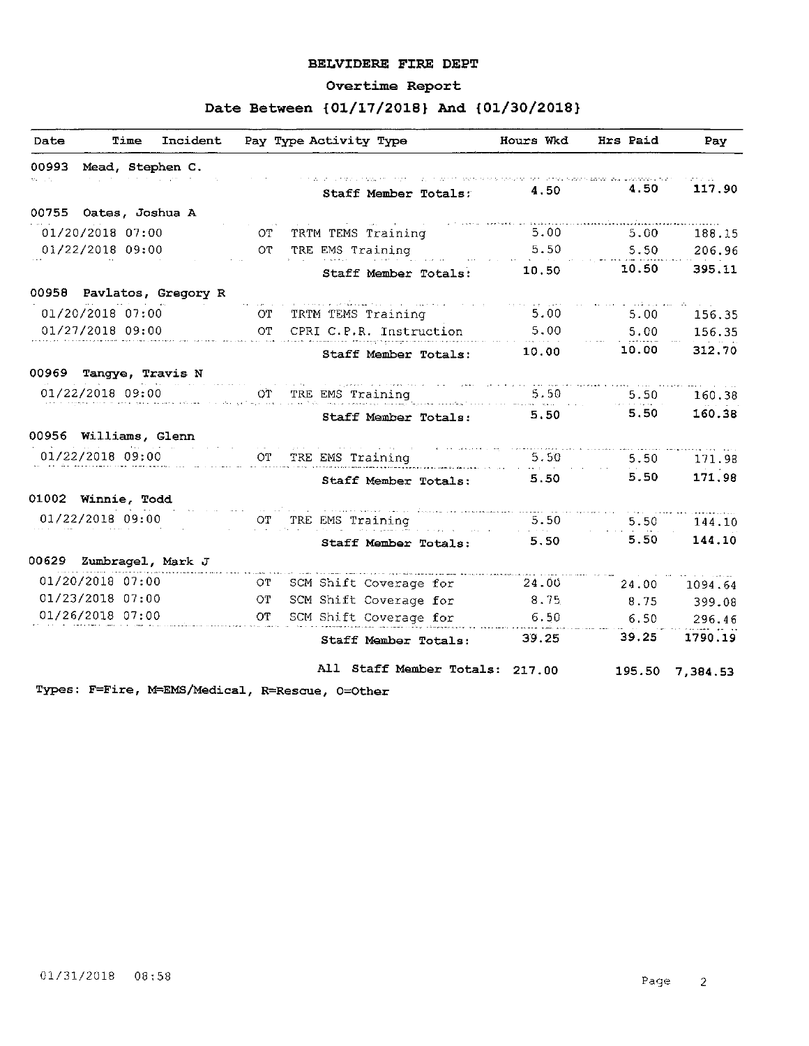# BELVIDERE FIRE DEPT

## Overtime Report

### Date Between {01/17/2018} And {01/30/2018}

| Date | Time | Incident | Pay Type | Activity Type | Hours Wkd | Hrs Paid | Pay |
|---|---|---|---|---|---|---|---|
| 00993 | Mead, Stephen C. | | | | | | |
| | | | | Staff Member Totals: | 4.50 | 4.50 | 117.90 |
| 00755 | Oates, Joshua A | | | | | | |
| 01/20/2018 | 07:00 | | OT | TRTM TEMS Training | 5.00 | 5.00 | 188.15 |
| 01/22/2018 | 09:00 | | OT | TRE EMS Training | 5.50 | 5.50 | 206.96 |
| | | | | Staff Member Totals: | 10.50 | 10.50 | 395.11 |
| 00958 | Pavlatos, Gregory R | | | | | | |
| 01/20/2018 | 07:00 | | OT | TRTM TEMS Training | 5.00 | 5.00 | 156.35 |
| 01/27/2018 | 09:00 | | OT | CPRI C.P.R. Instruction | 5.00 | 5.00 | 156.35 |
| | | | | Staff Member Totals: | 10.00 | 10.00 | 312.70 |
| 00969 | Tangye, Travis N | | | | | | |
| 01/22/2018 | 09:00 | | OT | TRE EMS Training | 5.50 | 5.50 | 160.38 |
| | | | | Staff Member Totals: | 5.50 | 5.50 | 160.38 |
| 00956 | Williams, Glenn | | | | | | |
| 01/22/2018 | 09:00 | | OT | TRE EMS Training | 5.50 | 5.50 | 171.98 |
| | | | | Staff Member Totals: | 5.50 | 5.50 | 171.98 |
| 01002 | Winnie, Todd | | | | | | |
| 01/22/2018 | 09:00 | | OT | TRE EMS Training | 5.50 | 5.50 | 144.10 |
| | | | | Staff Member Totals: | 5.50 | 5.50 | 144.10 |
| 00629 | Zumbragel, Mark J | | | | | | |
| 01/20/2018 | 07:00 | | OT | SCM Shift Coverage for | 24.00 | 24.00 | 1094.64 |
| 01/23/2018 | 07:00 | | OT | SCM Shift Coverage for | 8.75 | 8.75 | 399.08 |
| 01/26/2018 | 07:00 | | OT | SCM Shift Coverage for | 6.50 | 6.50 | 296.46 |
| | | | | Staff Member Totals: | 39.25 | 39.25 | 1790.19 |
| | | | | All Staff Member Totals: | 217.00 | 195.50 | 7,384.53 |

Types: F=Fire, M=EMS/Medical, R=Rescue, O=Other

01/31/2018 08:58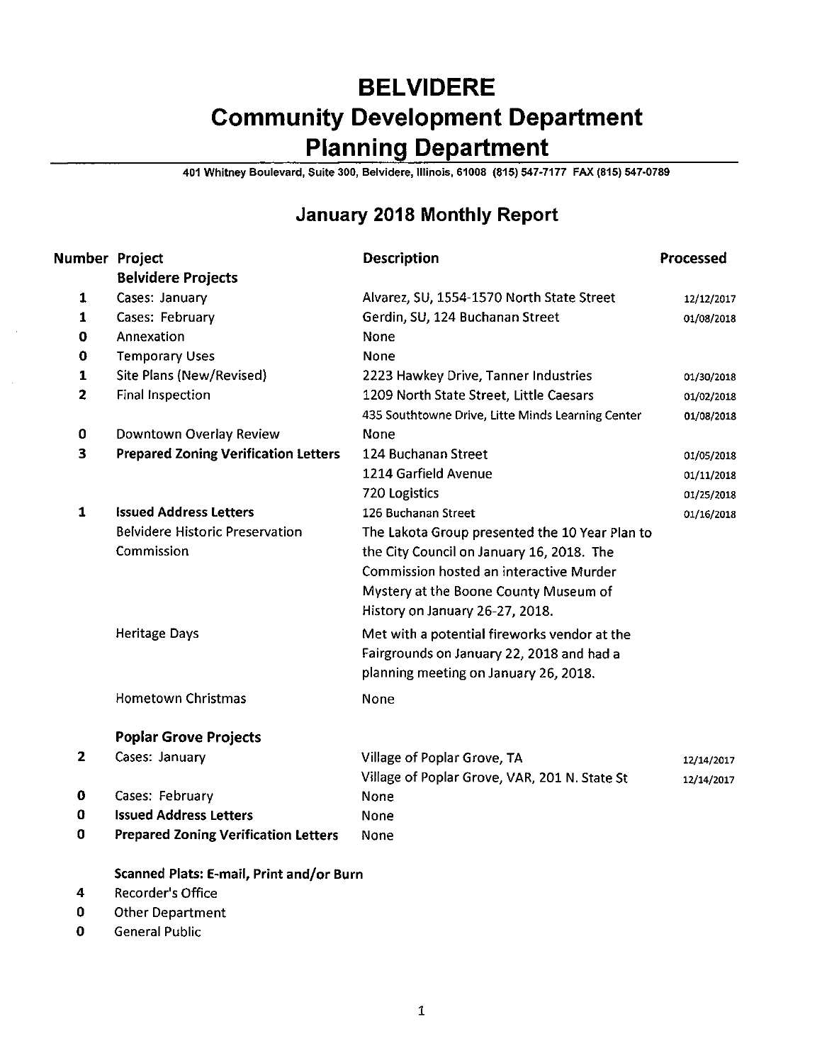# BELVIDERE
# Community Development Department
# Planning Department

401 Whitney Boulevard, Suite 300, Belvidere, Illinois, 61008 (815) 547-7177 FAX (815) 547-0789

## January 2018 Monthly Report

| Number | Project | Description | Processed |
|---|---|---|---|
| | **Belvidere Projects** | | |
| 1 | Cases: January | Alvarez, SU, 1554-1570 North State Street | 12/12/2017 |
| 1 | Cases: February | Gerdin, SU, 124 Buchanan Street | 01/08/2018 |
| 0 | Annexation | None | |
| 0 | Temporary Uses | None | |
| 1 | Site Plans (New/Revised) | 2223 Hawkey Drive, Tanner Industries | 01/30/2018 |
| 2 | Final Inspection | 1209 North State Street, Little Caesars | 01/02/2018 |
| | | 435 Southtowne Drive, Litte Minds Learning Center | 01/08/2018 |
| 0 | Downtown Overlay Review | None | |
| 3 | **Prepared Zoning Verification Letters** | 124 Buchanan Street | 01/05/2018 |
| | | 1214 Garfield Avenue | 01/11/2018 |
| | | 720 Logistics | 01/25/2018 |
| 1 | **Issued Address Letters** | 126 Buchanan Street | 01/16/2018 |
| | Belvidere Historic Preservation Commission | The Lakota Group presented the 10 Year Plan to the City Council on January 16, 2018. The Commission hosted an interactive Murder Mystery at the Boone County Museum of History on January 26-27, 2018. | |
| | Heritage Days | Met with a potential fireworks vendor at the Fairgrounds on January 22, 2018 and had a planning meeting on January 26, 2018. | |
| | Hometown Christmas | None | |
| | **Poplar Grove Projects** | | |
| 2 | Cases: January | Village of Poplar Grove, TA | 12/14/2017 |
| | | Village of Poplar Grove, VAR, 201 N. State St | 12/14/2017 |
| 0 | Cases: February | None | |
| 0 | **Issued Address Letters** | None | |
| 0 | **Prepared Zoning Verification Letters** | None | |
| | **Scanned Plats: E-mail, Print and/or Burn** | | |
| 4 | Recorder's Office | | |
| 0 | Other Department | | |
| 0 | General Public | | |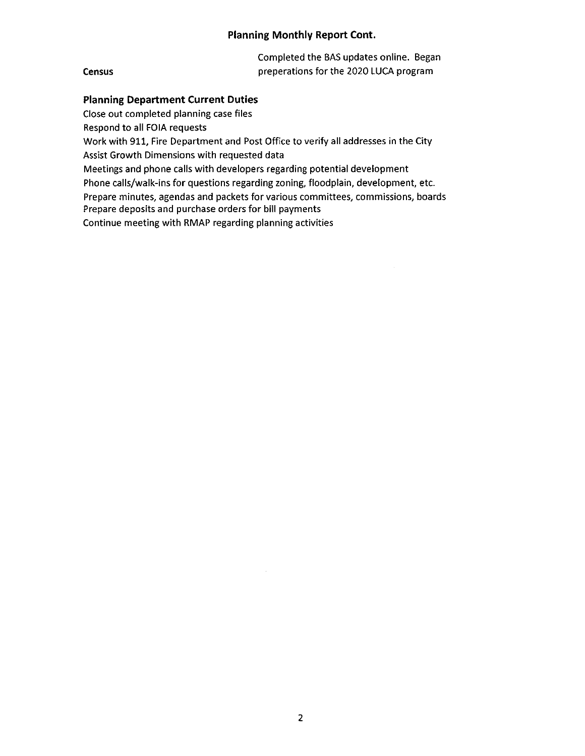## Planning Monthly Report Cont.

| Census | Completed the BAS updates online. Began preperations for the 2020 LUCA program |
| --- | --- |

### Planning Department Current Duties

Close out completed planning case files
Respond to all FOIA requests
Work with 911, Fire Department and Post Office to verify all addresses in the City
Assist Growth Dimensions with requested data
Meetings and phone calls with developers regarding potential development
Phone calls/walk-ins for questions regarding zoning, floodplain, development, etc.
Prepare minutes, agendas and packets for various committees, commissions, boards
Prepare deposits and purchase orders for bill payments
Continue meeting with RMAP regarding planning activities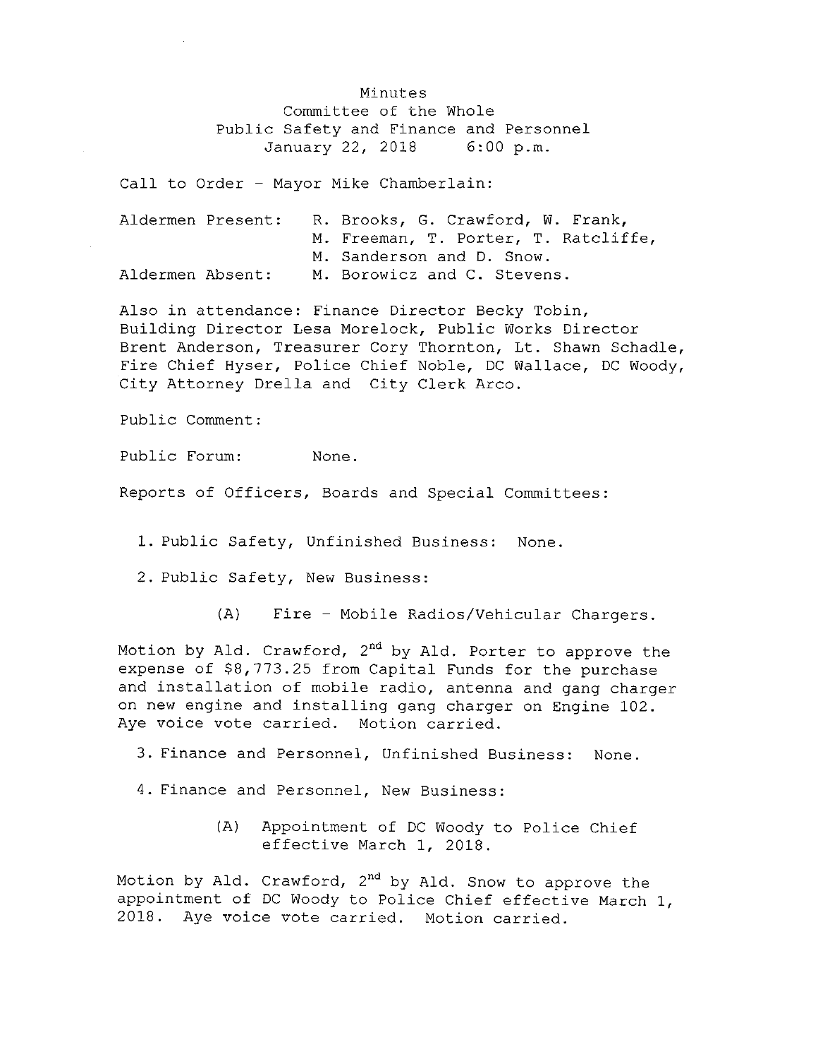# Minutes

## Committee of the Whole
## Public Safety and Finance and Personnel
## January 22, 2018 6:00 p.m.

Call to Order – Mayor Mike Chamberlain:

Aldermen Present: R. Brooks, G. Crawford, W. Frank, M. Freeman, T. Porter, T. Ratcliffe, M. Sanderson and D. Snow.

Aldermen Absent: M. Borowicz and C. Stevens.

Also in attendance: Finance Director Becky Tobin, Building Director Lesa Morelock, Public Works Director Brent Anderson, Treasurer Cory Thornton, Lt. Shawn Schadle, Fire Chief Hyser, Police Chief Noble, DC Wallace, DC Woody, City Attorney Drella and City Clerk Arco.

Public Comment:

Public Forum: None.

Reports of Officers, Boards and Special Committees:

1. Public Safety, Unfinished Business: None.

2. Public Safety, New Business:

   (A) Fire – Mobile Radios/Vehicular Chargers.

Motion by Ald. Crawford, 2nd by Ald. Porter to approve the expense of $8,773.25 from Capital Funds for the purchase and installation of mobile radio, antenna and gang charger on new engine and installing gang charger on Engine 102. Aye voice vote carried. Motion carried.

3. Finance and Personnel, Unfinished Business: None.

4. Finance and Personnel, New Business:

   (A) Appointment of DC Woody to Police Chief effective March 1, 2018.

Motion by Ald. Crawford, 2nd by Ald. Snow to approve the appointment of DC Woody to Police Chief effective March 1, 2018. Aye voice vote carried. Motion carried.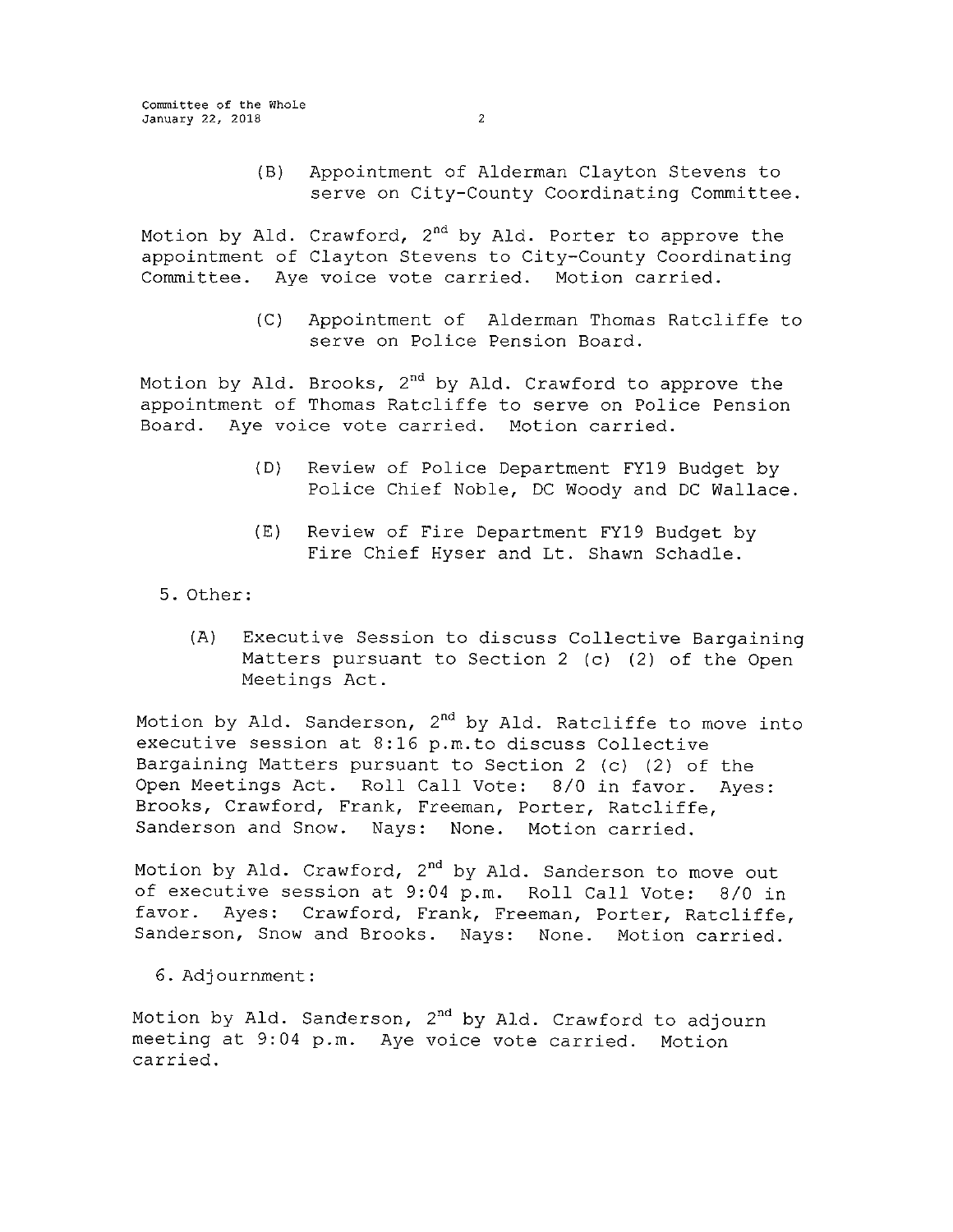(B) Appointment of Alderman Clayton Stevens to serve on City-County Coordinating Committee.

Motion by Ald. Crawford, 2nd by Ald. Porter to approve the appointment of Clayton Stevens to City-County Coordinating Committee. Aye voice vote carried. Motion carried.

(C) Appointment of Alderman Thomas Ratcliffe to serve on Police Pension Board.

Motion by Ald. Brooks, 2nd by Ald. Crawford to approve the appointment of Thomas Ratcliffe to serve on Police Pension Board. Aye voice vote carried. Motion carried.

(D) Review of Police Department FY19 Budget by Police Chief Noble, DC Woody and DC Wallace.

(E) Review of Fire Department FY19 Budget by Fire Chief Hyser and Lt. Shawn Schadle.

5. Other:

(A) Executive Session to discuss Collective Bargaining Matters pursuant to Section 2 (c) (2) of the Open Meetings Act.

Motion by Ald. Sanderson, 2nd by Ald. Ratcliffe to move into executive session at 8:16 p.m.to discuss Collective Bargaining Matters pursuant to Section 2 (c) (2) of the Open Meetings Act. Roll Call Vote: 8/0 in favor. Ayes: Brooks, Crawford, Frank, Freeman, Porter, Ratcliffe, Sanderson and Snow. Nays: None. Motion carried.

Motion by Ald. Crawford, 2nd by Ald. Sanderson to move out of executive session at 9:04 p.m. Roll Call Vote: 8/0 in favor. Ayes: Crawford, Frank, Freeman, Porter, Ratcliffe, Sanderson, Snow and Brooks. Nays: None. Motion carried.

6. Adjournment:

Motion by Ald. Sanderson, 2nd by Ald. Crawford to adjourn meeting at 9:04 p.m. Aye voice vote carried. Motion carried.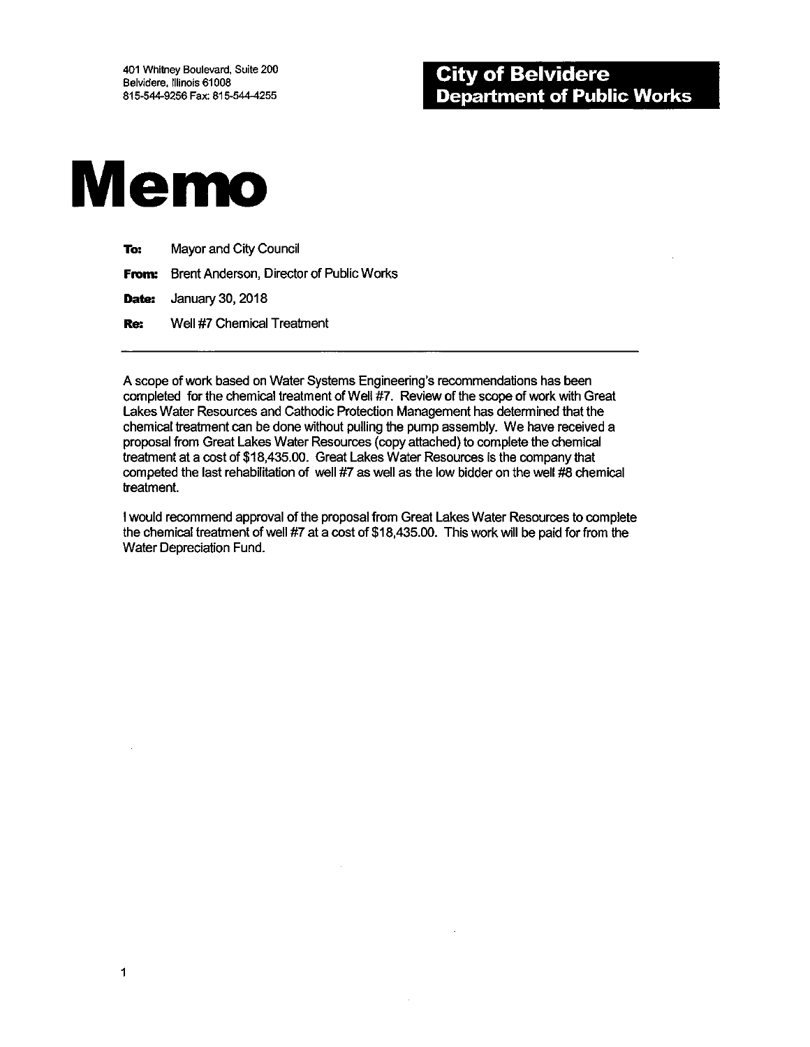401 Whitney Boulevard, Suite 200
Belvidere, Illinois 61008
815-544-9256 Fax: 815-544-4255

**City of Belvidere**
**Department of Public Works**

# Memo

**To:** Mayor and City Council

**From:** Brent Anderson, Director of Public Works

**Date:** January 30, 2018

**Re:** Well #7 Chemical Treatment

---

A scope of work based on Water Systems Engineering's recommendations has been completed for the chemical treatment of Well #7. Review of the scope of work with Great Lakes Water Resources and Cathodic Protection Management has determined that the chemical treatment can be done without pulling the pump assembly. We have received a proposal from Great Lakes Water Resources (copy attached) to complete the chemical treatment at a cost of $18,435.00. Great Lakes Water Resources is the company that competed the last rehabilitation of well #7 as well as the low bidder on the well #8 chemical treatment.

I would recommend approval of the proposal from Great Lakes Water Resources to complete the chemical treatment of well #7 at a cost of $18,435.00. This work will be paid for from the Water Depreciation Fund.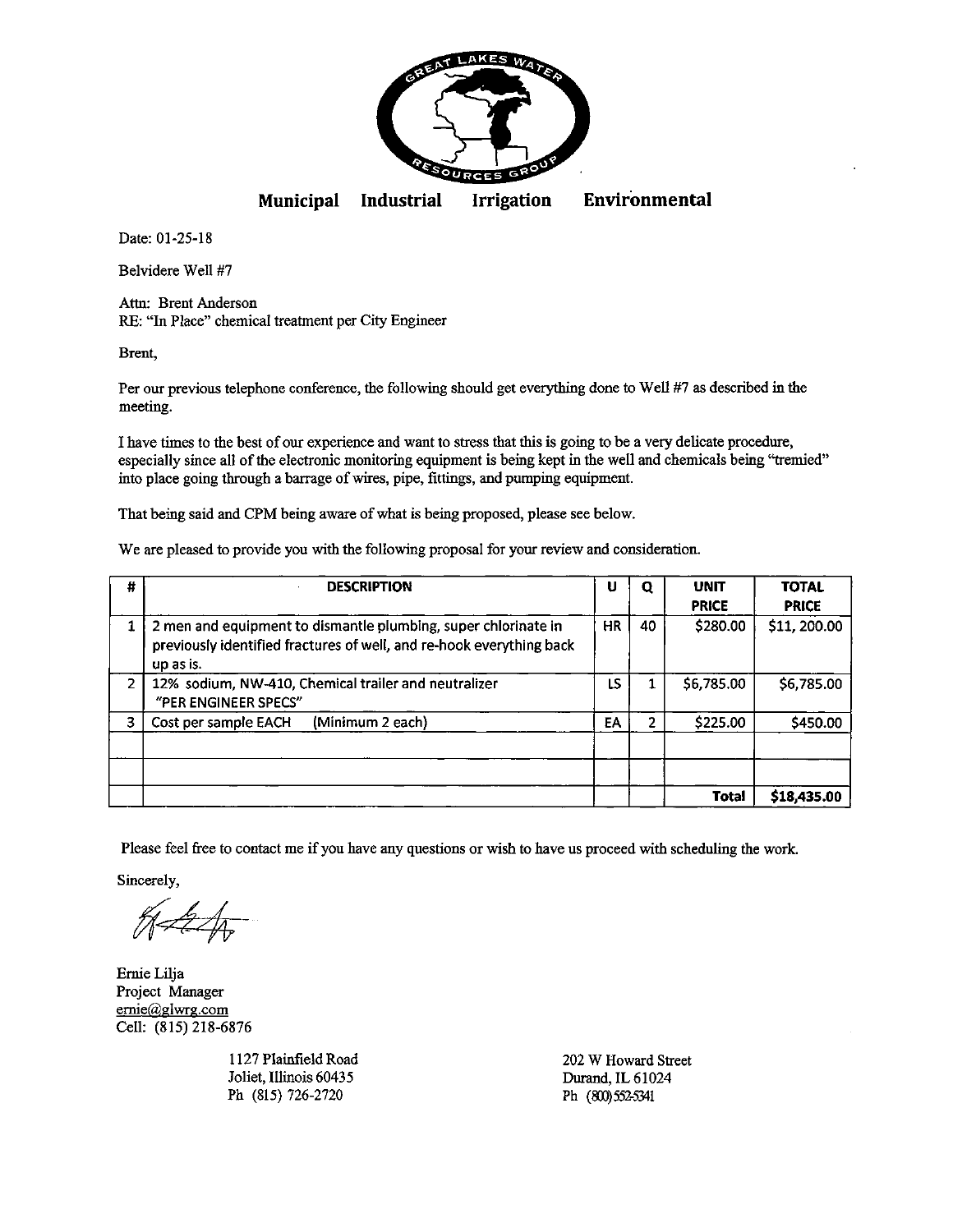**Municipal Industrial Irrigation Environmental**

Date: 01-25-18

Belvidere Well #7

Attn: Brent Anderson
RE: "In Place" chemical treatment per City Engineer

Brent,

Per our previous telephone conference, the following should get everything done to Well #7 as described in the meeting.

I have times to the best of our experience and want to stress that this is going to be a very delicate procedure, especially since all of the electronic monitoring equipment is being kept in the well and chemicals being "tremied" into place going through a barrage of wires, pipe, fittings, and pumping equipment.

That being said and CPM being aware of what is being proposed, please see below.

We are pleased to provide you with the following proposal for your review and consideration.

| # | DESCRIPTION | U | Q | UNIT PRICE | TOTAL PRICE |
|---|---|---|---|---|---|
| 1 | 2 men and equipment to dismantle plumbing, super chlorinate in previously identified fractures of well, and re-hook everything back up as is. | HR | 40 | $280.00 | $11, 200.00 |
| 2 | 12% sodium, NW-410, Chemical trailer and neutralizer "PER ENGINEER SPECS" | LS | 1 | $6,785.00 | $6,785.00 |
| 3 | Cost per sample EACH (Minimum 2 each) | EA | 2 | $225.00 | $450.00 |
| | | | | | |
| | | | | | |
| | | | | **Total** | **$18,435.00** |

Please feel free to contact me if you have any questions or wish to have us proceed with scheduling the work.

Sincerely,

Ernie Lilja
Project Manager
ernie@glwrg.com
Cell: (815) 218-6876

1127 Plainfield Road
Joliet, Illinois 60435
Ph (815) 726-2720

202 W Howard Street
Durand, IL 61024
Ph (800) 552-5341